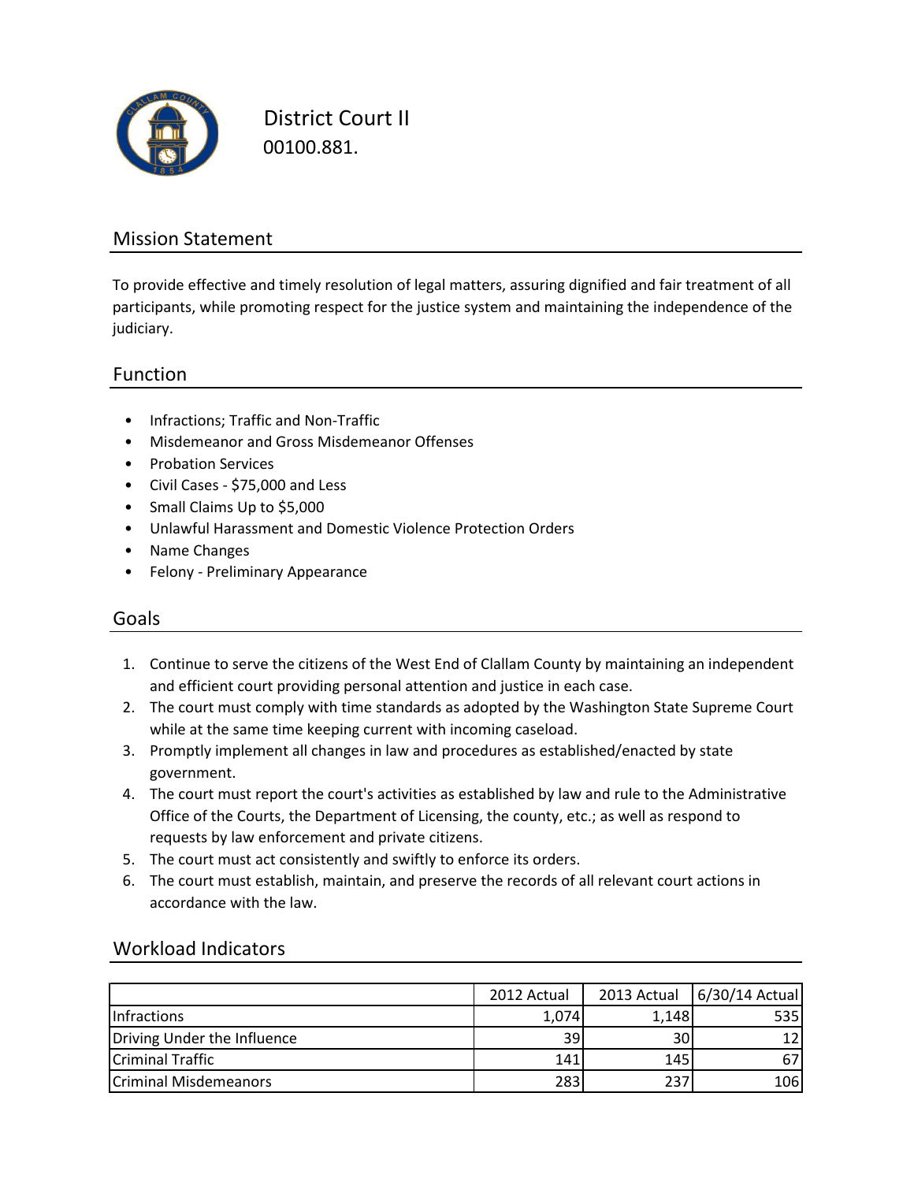# District Court II

00100.881.

## Mission Statement

To provide effective and timely resolution of legal matters, assuring dignified and fair treatment of all participants, while promoting respect for the justice system and maintaining the independence of the judiciary.

## Function

- Infractions; Traffic and Non-Traffic
- Misdemeanor and Gross Misdemeanor Offenses
- Probation Services
- Civil Cases - $75,000 and Less
- Small Claims Up to $5,000
- Unlawful Harassment and Domestic Violence Protection Orders
- Name Changes
- Felony - Preliminary Appearance

## Goals

1. Continue to serve the citizens of the West End of Clallam County by maintaining an independent and efficient court providing personal attention and justice in each case.
2. The court must comply with time standards as adopted by the Washington State Supreme Court while at the same time keeping current with incoming caseload.
3. Promptly implement all changes in law and procedures as established/enacted by state government.
4. The court must report the court's activities as established by law and rule to the Administrative Office of the Courts, the Department of Licensing, the county, etc.; as well as respond to requests by law enforcement and private citizens.
5. The court must act consistently and swiftly to enforce its orders.
6. The court must establish, maintain, and preserve the records of all relevant court actions in accordance with the law.

## Workload Indicators

| | 2012 Actual | 2013 Actual | 6/30/14 Actual |
|---|---|---|---|
| Infractions | 1,074 | 1,148 | 535 |
| Driving Under the Influence | 39 | 30 | 12 |
| Criminal Traffic | 141 | 145 | 67 |
| Criminal Misdemeanors | 283 | 237 | 106 |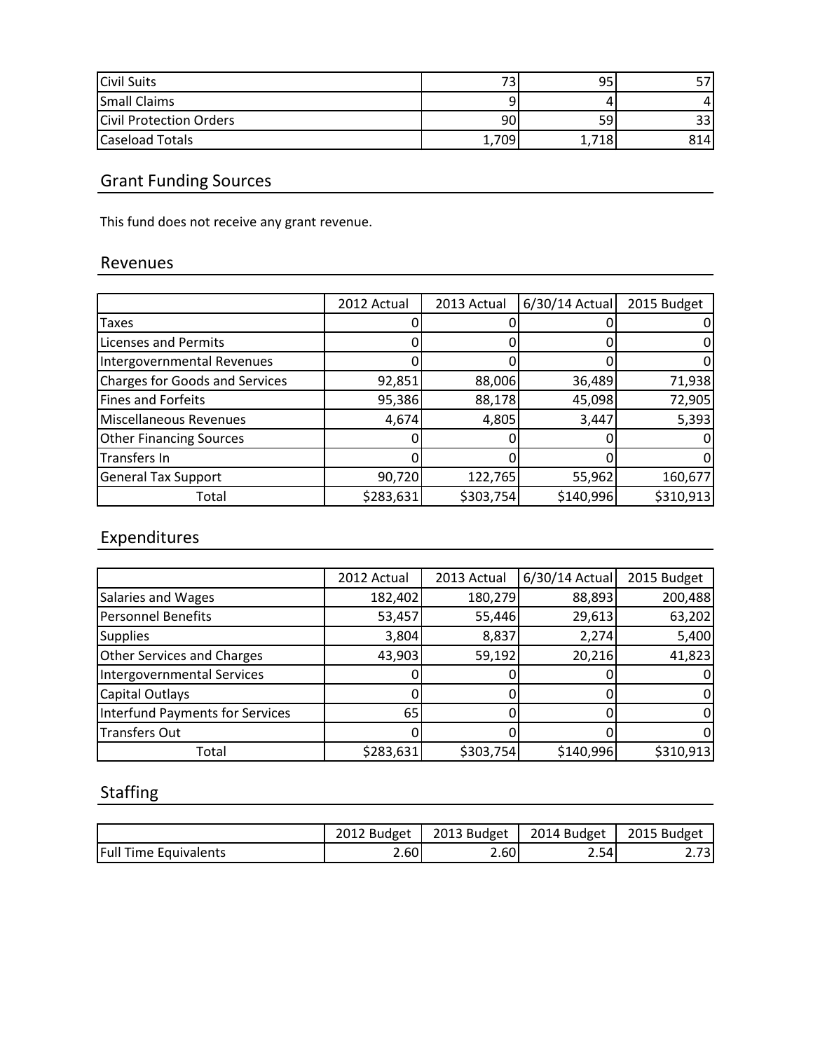| | | | |
|---|---|---|---|
| Civil Suits | 73 | 95 | 57 |
| Small Claims | 9 | 4 | 4 |
| Civil Protection Orders | 90 | 59 | 33 |
| Caseload Totals | 1,709 | 1,718 | 814 |

## Grant Funding Sources

This fund does not receive any grant revenue.

## Revenues

| | 2012 Actual | 2013 Actual | 6/30/14 Actual | 2015 Budget |
|---|---|---|---|---|
| Taxes | 0 | 0 | 0 | 0 |
| Licenses and Permits | 0 | 0 | 0 | 0 |
| Intergovernmental Revenues | 0 | 0 | 0 | 0 |
| Charges for Goods and Services | 92,851 | 88,006 | 36,489 | 71,938 |
| Fines and Forfeits | 95,386 | 88,178 | 45,098 | 72,905 |
| Miscellaneous Revenues | 4,674 | 4,805 | 3,447 | 5,393 |
| Other Financing Sources | 0 | 0 | 0 | 0 |
| Transfers In | 0 | 0 | 0 | 0 |
| General Tax Support | 90,720 | 122,765 | 55,962 | 160,677 |
| Total | $283,631 | $303,754 | $140,996 | $310,913 |

## Expenditures

| | 2012 Actual | 2013 Actual | 6/30/14 Actual | 2015 Budget |
|---|---|---|---|---|
| Salaries and Wages | 182,402 | 180,279 | 88,893 | 200,488 |
| Personnel Benefits | 53,457 | 55,446 | 29,613 | 63,202 |
| Supplies | 3,804 | 8,837 | 2,274 | 5,400 |
| Other Services and Charges | 43,903 | 59,192 | 20,216 | 41,823 |
| Intergovernmental Services | 0 | 0 | 0 | 0 |
| Capital Outlays | 0 | 0 | 0 | 0 |
| Interfund Payments for Services | 65 | 0 | 0 | 0 |
| Transfers Out | 0 | 0 | 0 | 0 |
| Total | $283,631 | $303,754 | $140,996 | $310,913 |

## Staffing

| | 2012 Budget | 2013 Budget | 2014 Budget | 2015 Budget |
|---|---|---|---|---|
| Full Time Equivalents | 2.60 | 2.60 | 2.54 | 2.73 |